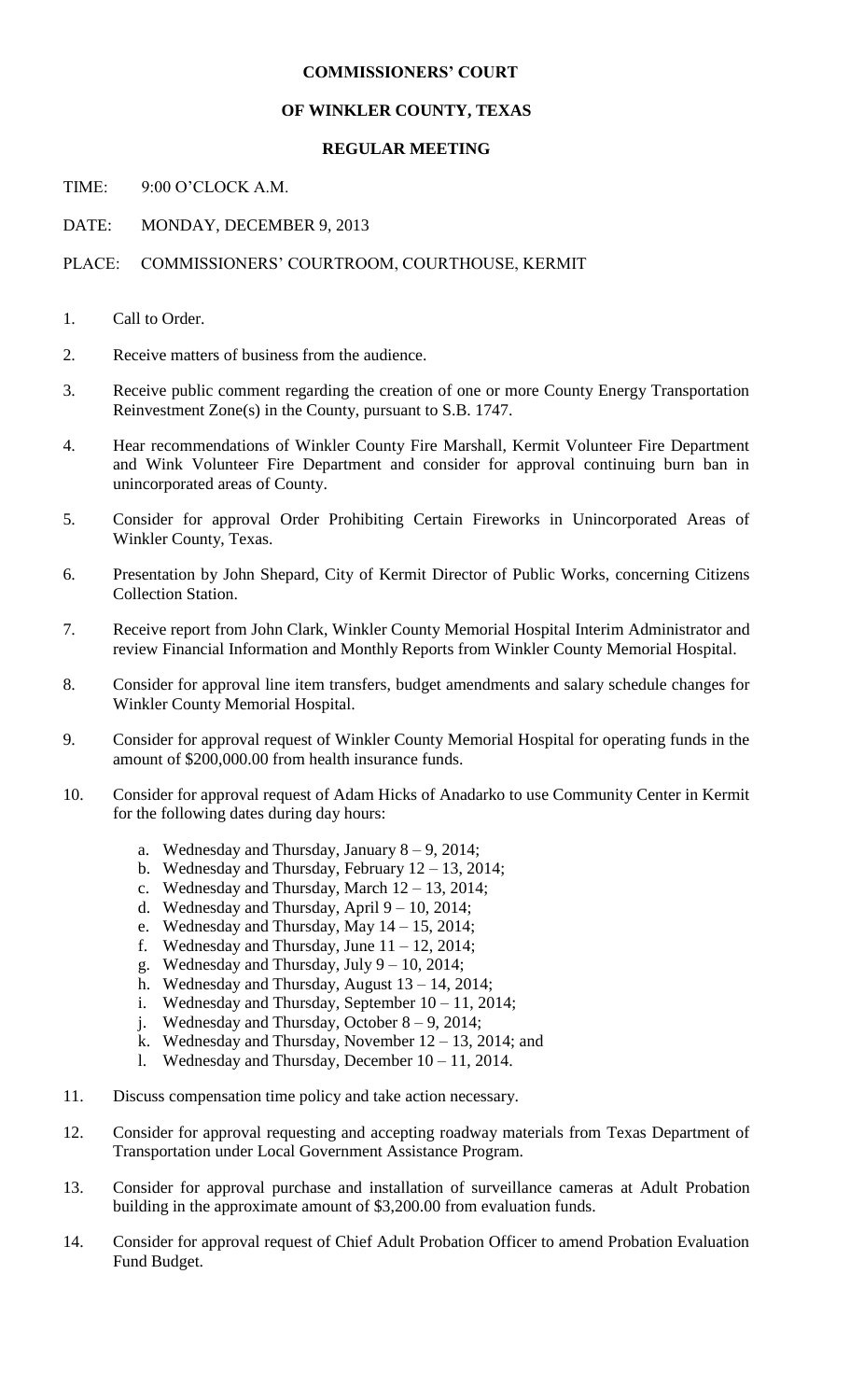**COMMISSIONERS' COURT**

**OF WINKLER COUNTY, TEXAS**

**REGULAR MEETING**

TIME: 9:00 O'CLOCK A.M.

DATE: MONDAY, DECEMBER 9, 2013

PLACE: COMMISSIONERS' COURTROOM, COURTHOUSE, KERMIT

1. Call to Order.

2. Receive matters of business from the audience.

3. Receive public comment regarding the creation of one or more County Energy Transportation Reinvestment Zone(s) in the County, pursuant to S.B. 1747.

4. Hear recommendations of Winkler County Fire Marshall, Kermit Volunteer Fire Department and Wink Volunteer Fire Department and consider for approval continuing burn ban in unincorporated areas of County.

5. Consider for approval Order Prohibiting Certain Fireworks in Unincorporated Areas of Winkler County, Texas.

6. Presentation by John Shepard, City of Kermit Director of Public Works, concerning Citizens Collection Station.

7. Receive report from John Clark, Winkler County Memorial Hospital Interim Administrator and review Financial Information and Monthly Reports from Winkler County Memorial Hospital.

8. Consider for approval line item transfers, budget amendments and salary schedule changes for Winkler County Memorial Hospital.

9. Consider for approval request of Winkler County Memorial Hospital for operating funds in the amount of $200,000.00 from health insurance funds.

10. Consider for approval request of Adam Hicks of Anadarko to use Community Center in Kermit for the following dates during day hours:
    a. Wednesday and Thursday, January 8 – 9, 2014;
    b. Wednesday and Thursday, February 12 – 13, 2014;
    c. Wednesday and Thursday, March 12 – 13, 2014;
    d. Wednesday and Thursday, April 9 – 10, 2014;
    e. Wednesday and Thursday, May 14 – 15, 2014;
    f. Wednesday and Thursday, June 11 – 12, 2014;
    g. Wednesday and Thursday, July 9 – 10, 2014;
    h. Wednesday and Thursday, August 13 – 14, 2014;
    i. Wednesday and Thursday, September 10 – 11, 2014;
    j. Wednesday and Thursday, October 8 – 9, 2014;
    k. Wednesday and Thursday, November 12 – 13, 2014; and
    l. Wednesday and Thursday, December 10 – 11, 2014.

11. Discuss compensation time policy and take action necessary.

12. Consider for approval requesting and accepting roadway materials from Texas Department of Transportation under Local Government Assistance Program.

13. Consider for approval purchase and installation of surveillance cameras at Adult Probation building in the approximate amount of $3,200.00 from evaluation funds.

14. Consider for approval request of Chief Adult Probation Officer to amend Probation Evaluation Fund Budget.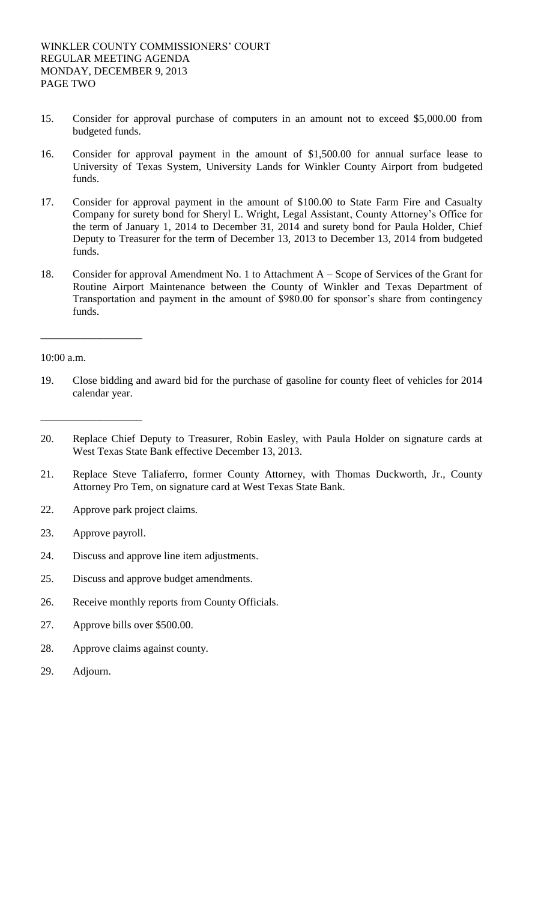15. Consider for approval purchase of computers in an amount not to exceed $5,000.00 from budgeted funds.

16. Consider for approval payment in the amount of $1,500.00 for annual surface lease to University of Texas System, University Lands for Winkler County Airport from budgeted funds.

17. Consider for approval payment in the amount of $100.00 to State Farm Fire and Casualty Company for surety bond for Sheryl L. Wright, Legal Assistant, County Attorney's Office for the term of January 1, 2014 to December 31, 2014 and surety bond for Paula Holder, Chief Deputy to Treasurer for the term of December 13, 2013 to December 13, 2014 from budgeted funds.

18. Consider for approval Amendment No. 1 to Attachment A – Scope of Services of the Grant for Routine Airport Maintenance between the County of Winkler and Texas Department of Transportation and payment in the amount of $980.00 for sponsor's share from contingency funds.

___________________

10:00 a.m.

19. Close bidding and award bid for the purchase of gasoline for county fleet of vehicles for 2014 calendar year.

___________________

20. Replace Chief Deputy to Treasurer, Robin Easley, with Paula Holder on signature cards at West Texas State Bank effective December 13, 2013.

21. Replace Steve Taliaferro, former County Attorney, with Thomas Duckworth, Jr., County Attorney Pro Tem, on signature card at West Texas State Bank.

22. Approve park project claims.

23. Approve payroll.

24. Discuss and approve line item adjustments.

25. Discuss and approve budget amendments.

26. Receive monthly reports from County Officials.

27. Approve bills over $500.00.

28. Approve claims against county.

29. Adjourn.